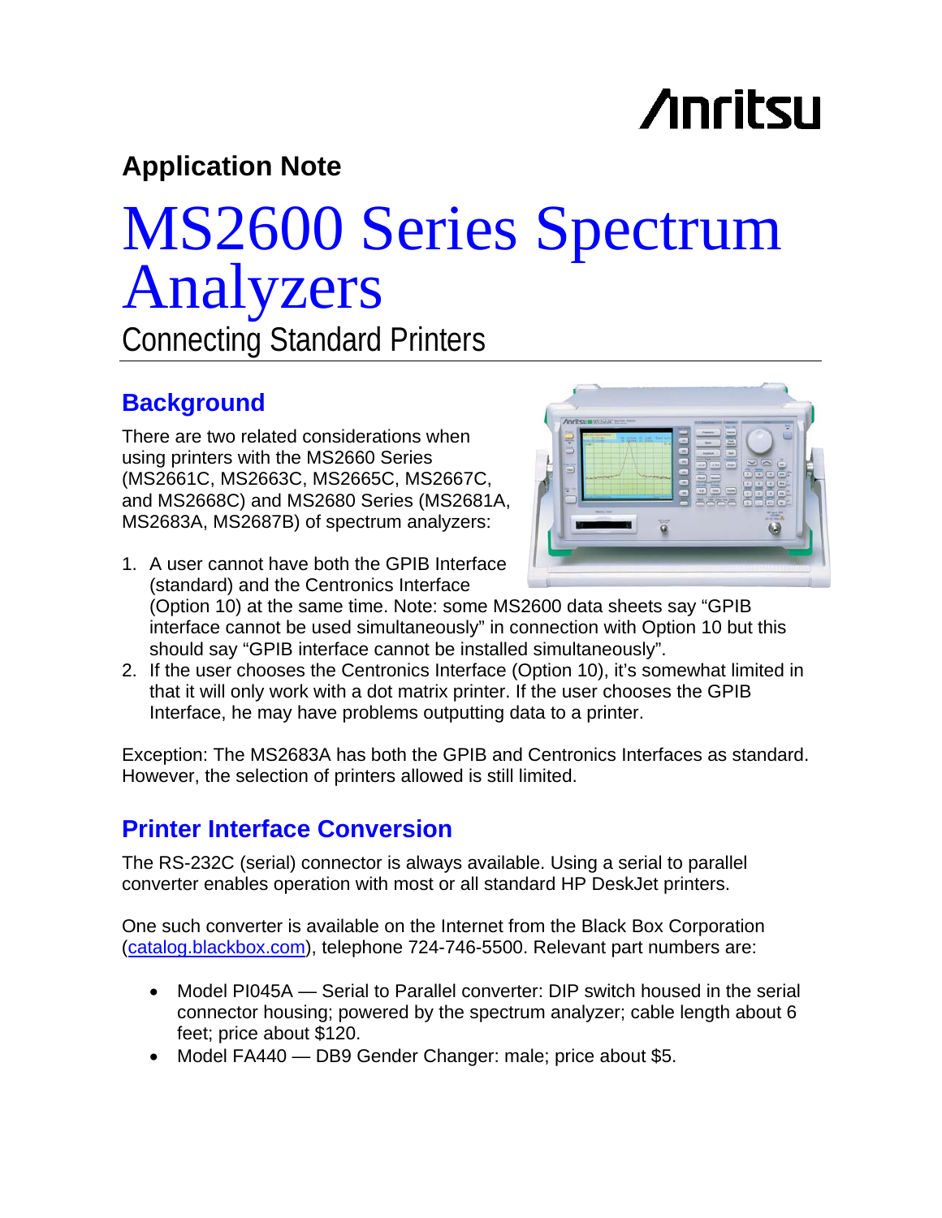Anritsu

**Application Note**

# MS2600 Series Spectrum Analyzers

Connecting Standard Printers

## Background

There are two related considerations when using printers with the MS2660 Series (MS2661C, MS2663C, MS2665C, MS2667C, and MS2668C) and MS2680 Series (MS2681A, MS2683A, MS2687B) of spectrum analyzers:

1. A user cannot have both the GPIB Interface (standard) and the Centronics Interface (Option 10) at the same time. Note: some MS2600 data sheets say “GPIB interface cannot be used simultaneously” in connection with Option 10 but this should say “GPIB interface cannot be installed simultaneously”.
2. If the user chooses the Centronics Interface (Option 10), it’s somewhat limited in that it will only work with a dot matrix printer. If the user chooses the GPIB Interface, he may have problems outputting data to a printer.

Exception: The MS2683A has both the GPIB and Centronics Interfaces as standard. However, the selection of printers allowed is still limited.

## Printer Interface Conversion

The RS-232C (serial) connector is always available. Using a serial to parallel converter enables operation with most or all standard HP DeskJet printers.

One such converter is available on the Internet from the Black Box Corporation (catalog.blackbox.com), telephone 724-746-5500. Relevant part numbers are:

- Model PI045A — Serial to Parallel converter: DIP switch housed in the serial connector housing; powered by the spectrum analyzer; cable length about 6 feet; price about $120.
- Model FA440 — DB9 Gender Changer: male; price about $5.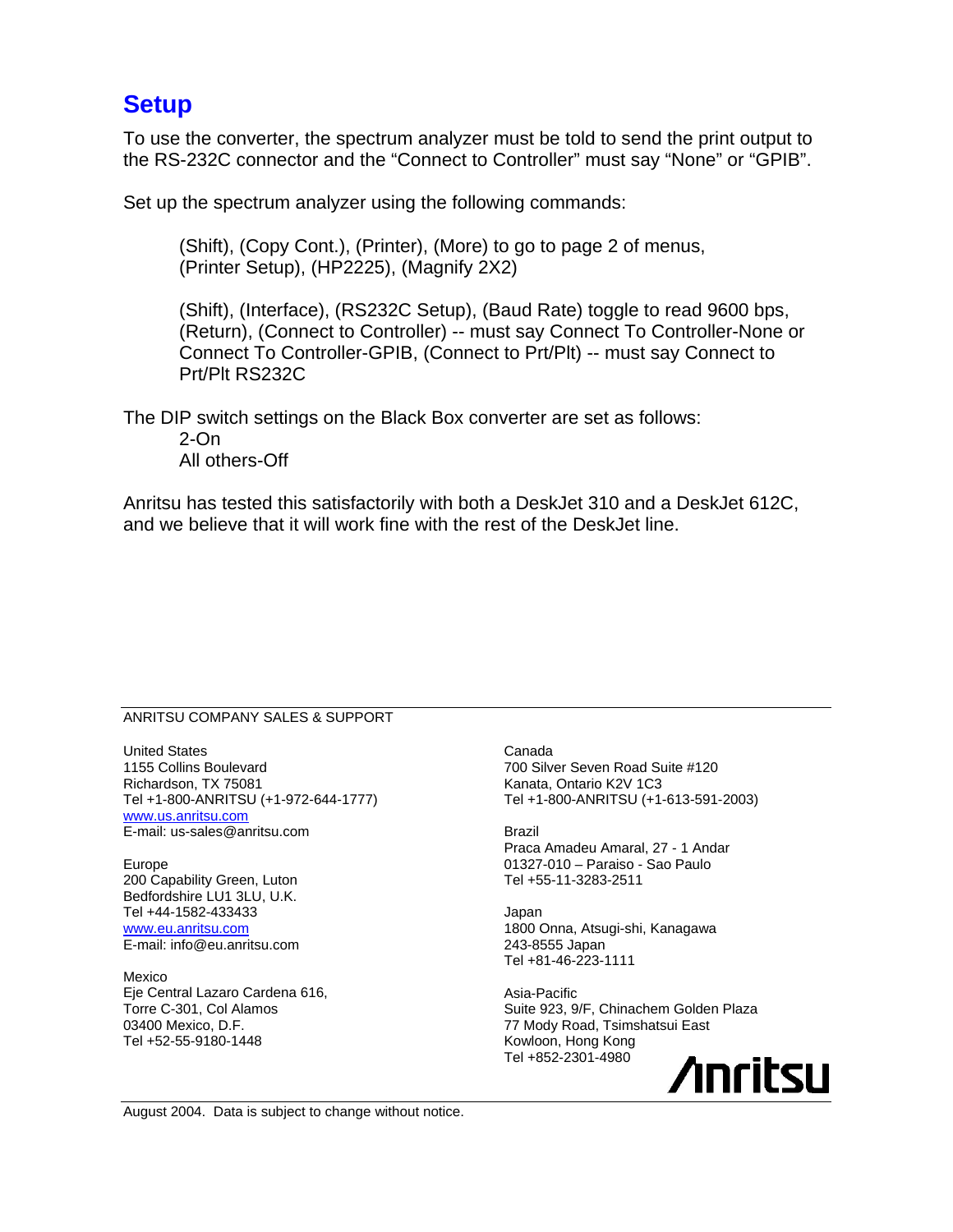## Setup

To use the converter, the spectrum analyzer must be told to send the print output to the RS-232C connector and the "Connect to Controller" must say "None" or "GPIB".

Set up the spectrum analyzer using the following commands:

> (Shift), (Copy Cont.), (Printer), (More) to go to page 2 of menus, (Printer Setup), (HP2225), (Magnify 2X2)
>
> (Shift), (Interface), (RS232C Setup), (Baud Rate) toggle to read 9600 bps, (Return), (Connect to Controller) -- must say Connect To Controller-None or Connect To Controller-GPIB, (Connect to Prt/Plt) -- must say Connect to Prt/Plt RS232C

The DIP switch settings on the Black Box converter are set as follows:

- 2-On
- All others-Off

Anritsu has tested this satisfactorily with both a DeskJet 310 and a DeskJet 612C, and we believe that it will work fine with the rest of the DeskJet line.

---

ANRITSU COMPANY SALES & SUPPORT

United States
1155 Collins Boulevard
Richardson, TX 75081
Tel +1-800-ANRITSU (+1-972-644-1777)
www.us.anritsu.com
E-mail: us-sales@anritsu.com

Europe
200 Capability Green, Luton
Bedfordshire LU1 3LU, U.K.
Tel +44-1582-433433
www.eu.anritsu.com
E-mail: info@eu.anritsu.com

Mexico
Eje Central Lazaro Cardena 616,
Torre C-301, Col Alamos
03400 Mexico, D.F.
Tel +52-55-9180-1448

Canada
700 Silver Seven Road Suite #120
Kanata, Ontario K2V 1C3
Tel +1-800-ANRITSU (+1-613-591-2003)

Brazil
Praca Amadeu Amaral, 27 - 1 Andar
01327-010 – Paraiso - Sao Paulo
Tel +55-11-3283-2511

Japan
1800 Onna, Atsugi-shi, Kanagawa
243-8555 Japan
Tel +81-46-223-1111

Asia-Pacific
Suite 923, 9/F, Chinachem Golden Plaza
77 Mody Road, Tsimshatsui East
Kowloon, Hong Kong
Tel +852-2301-4980

Anritsu

August 2004. Data is subject to change without notice.